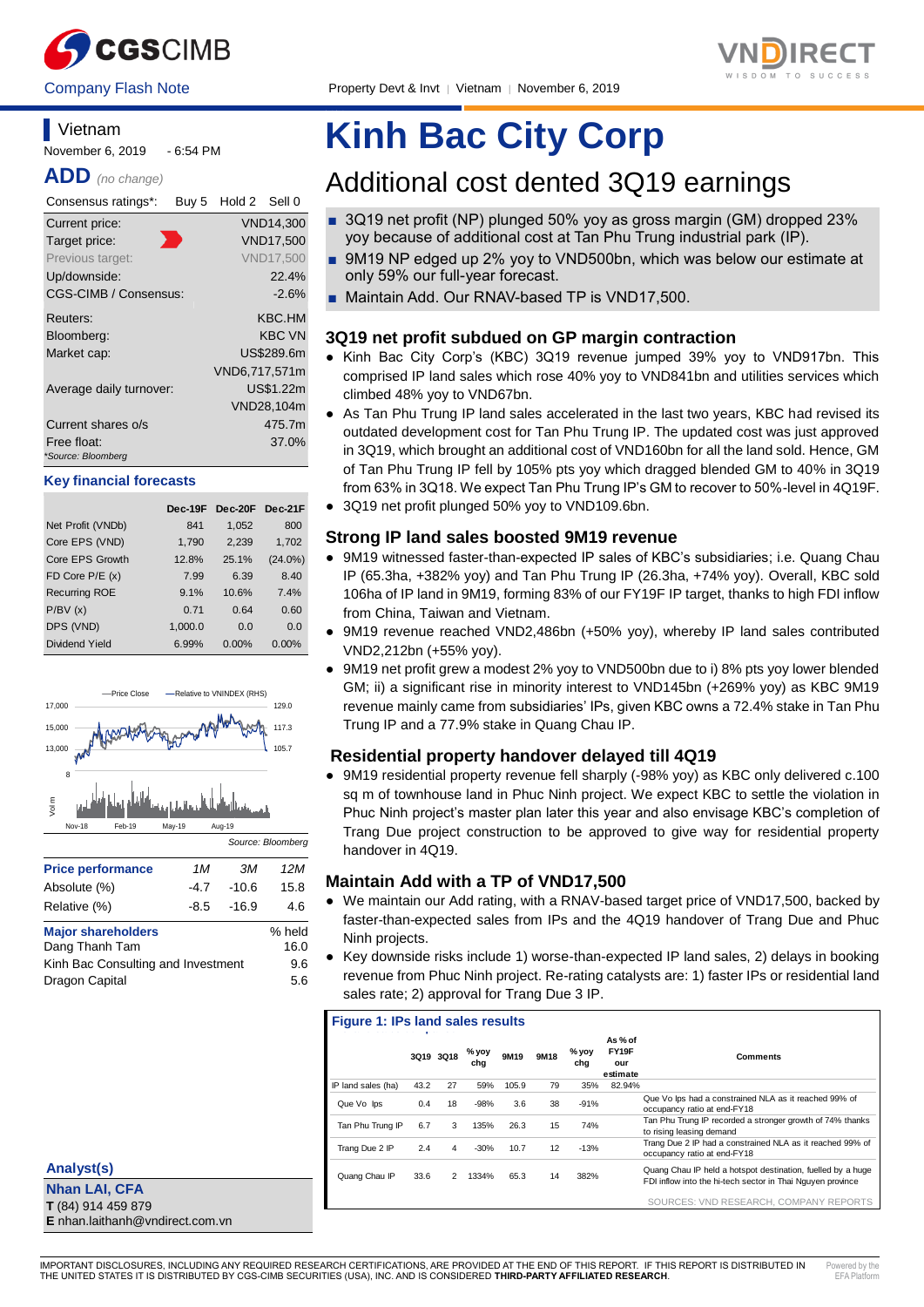# Kinh Bac City Corp

## Additional cost dented 3Q19 earnings

Vietnam
November 6, 2019 - 6:54 PM

**ADD** *(no change)*

| Consensus ratings*: | Buy 5 Hold 2 Sell 0 |
|---|---|
| Current price: | VND14,300 |
| Target price: | VND17,500 |
| Previous target: | VND17,500 |
| Up/downside: | 22.4% |
| CGS-CIMB / Consensus: | -2.6% |
| Reuters: | KBC.HM |
| Bloomberg: | KBC VN |
| Market cap: | US$289.6m |
| | VND6,717,571m |
| Average daily turnover: | US$1.22m |
| | VND28,104m |
| Current shares o/s | 475.7m |
| Free float: | 37.0% |

*Source: Bloomberg

### Key financial forecasts

| | Dec-19F | Dec-20F | Dec-21F |
|---|---|---|---|
| Net Profit (VNDb) | 841 | 1,052 | 800 |
| Core EPS (VND) | 1,790 | 2,239 | 1,702 |
| Core EPS Growth | 12.8% | 25.1% | (24.0%) |
| FD Core P/E (x) | 7.99 | 6.39 | 8.40 |
| Recurring ROE | 9.1% | 10.6% | 7.4% |
| P/BV (x) | 0.71 | 0.64 | 0.60 |
| DPS (VND) | 1,000.0 | 0.0 | 0.0 |
| Dividend Yield | 6.99% | 0.00% | 0.00% |

Source: Bloomberg

| Price performance | 1M | 3M | 12M |
|---|---|---|---|
| Absolute (%) | -4.7 | -10.6 | 15.8 |
| Relative (%) | -8.5 | -16.9 | 4.6 |

| Major shareholders | % held |
|---|---|
| Dang Thanh Tam | 16.0 |
| Kinh Bac Consulting and Investment | 9.6 |
| Dragon Capital | 5.6 |

- 3Q19 net profit (NP) plunged 50% yoy as gross margin (GM) dropped 23% yoy because of additional cost at Tan Phu Trung industrial park (IP).
- 9M19 NP edged up 2% yoy to VND500bn, which was below our estimate at only 59% our full-year forecast.
- Maintain Add. Our RNAV-based TP is VND17,500.

### 3Q19 net profit subdued on GP margin contraction

- Kinh Bac City Corp's (KBC) 3Q19 revenue jumped 39% yoy to VND917bn. This comprised IP land sales which rose 40% yoy to VND841bn and utilities services which climbed 48% yoy to VND67bn.
- As Tan Phu Trung IP land sales accelerated in the last two years, KBC had revised its outdated development cost for Tan Phu Trung IP. The updated cost was just approved in 3Q19, which brought an additional cost of VND160bn for all the land sold. Hence, GM of Tan Phu Trung IP fell by 105% pts yoy which dragged blended GM to 40% in 3Q19 from 63% in 3Q18. We expect Tan Phu Trung IP's GM to recover to 50%-level in 4Q19F.
- 3Q19 net profit plunged 50% yoy to VND109.6bn.

### Strong IP land sales boosted 9M19 revenue

- 9M19 witnessed faster-than-expected IP sales of KBC's subsidiaries; i.e. Quang Chau IP (65.3ha, +382% yoy) and Tan Phu Trung IP (26.3ha, +74% yoy). Overall, KBC sold 106ha of IP land in 9M19, forming 83% of our FY19F IP target, thanks to high FDI inflow from China, Taiwan and Vietnam.
- 9M19 revenue reached VND2,486bn (+50% yoy), whereby IP land sales contributed VND2,212bn (+55% yoy).
- 9M19 net profit grew a modest 2% yoy to VND500bn due to i) 8% pts yoy lower blended GM; ii) a significant rise in minority interest to VND145bn (+269% yoy) as KBC 9M19 revenue mainly came from subsidiaries' IPs, given KBC owns a 72.4% stake in Tan Phu Trung IP and a 77.9% stake in Quang Chau IP.

### Residential property handover delayed till 4Q19

- 9M19 residential property revenue fell sharply (-98% yoy) as KBC only delivered c.100 sq m of townhouse land in Phuc Ninh project. We expect KBC to settle the violation in Phuc Ninh project's master plan later this year and also envisage KBC's completion of Trang Due project construction to be approved to give way for residential property handover in 4Q19.

### Maintain Add with a TP of VND17,500

- We maintain our Add rating, with a RNAV-based target price of VND17,500, backed by faster-than-expected sales from IPs and the 4Q19 handover of Trang Due and Phuc Ninh projects.
- Key downside risks include 1) worse-than-expected IP land sales, 2) delays in booking revenue from Phuc Ninh project. Re-rating catalysts are: 1) faster IPs or residential land sales rate; 2) approval for Trang Due 3 IP.

**Figure 1: IPs land sales results**

| | 3Q19 | 3Q18 | % yoy chg | 9M19 | 9M18 | % yoy chg | As % of FY19F our estimate | Comments |
|---|---|---|---|---|---|---|---|---|
| IP land sales (ha) | 43.2 | 27 | 59% | 105.9 | 79 | 35% | 82.94% | |
| Que Vo Ips | 0.4 | 18 | -98% | 3.6 | 38 | -91% | | Que Vo Ips had a constrained NLA as it reached 99% of occupancy ratio at end-FY18 |
| Tan Phu Trung IP | 6.7 | 3 | 135% | 26.3 | 15 | 74% | | Tan Phu Trung IP recorded a stronger growth of 74% thanks to rising leasing demand |
| Trang Due 2 IP | 2.4 | 4 | -30% | 10.7 | 12 | -13% | | Trang Due 2 IP had a constrained NLA as it reached 99% of occupancy ratio at end-FY18 |
| Quang Chau IP | 33.6 | 2 | 1334% | 65.3 | 14 | 382% | | Quang Chau IP held a hotspot destination, fuelled by a huge FDI inflow into the hi-tech sector in Thai Nguyen province |

SOURCES: VND RESEARCH, COMPANY REPORTS

**Analyst(s)**

**Nhan LAI, CFA**
**T** (84) 914 459 879
**E** nhan.laithanh@vndirect.com.vn

IMPORTANT DISCLOSURES, INCLUDING ANY REQUIRED RESEARCH CERTIFICATIONS, ARE PROVIDED AT THE END OF THIS REPORT. IF THIS REPORT IS DISTRIBUTED IN THE UNITED STATES IT IS DISTRIBUTED BY CGS-CIMB SECURITIES (USA), INC. AND IS CONSIDERED **THIRD-PARTY AFFILIATED RESEARCH**.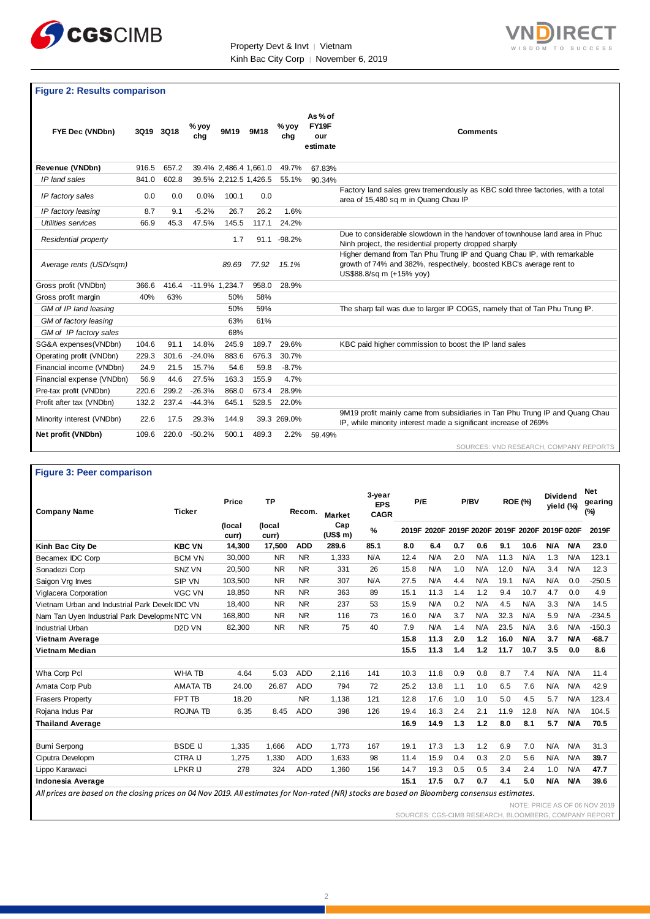### Figure 2: Results comparison

| FYE Dec (VNDbn) | 3Q19 | 3Q18 | % yoy chg | 9M19 | 9M18 | % yoy chg | As % of FY19F our estimate | Comments |
|---|---|---|---|---|---|---|---|---|
| **Revenue (VNDbn)** | 916.5 | 657.2 | 39.4% | 2,486.4 | 1,661.0 | 49.7% | 67.83% | |
| *IP land sales* | 841.0 | 602.8 | 39.5% | 2,212.5 | 1,426.5 | 55.1% | 90.34% | |
| *IP factory sales* | 0.0 | 0.0 | 0.0% | 100.1 | 0.0 | | | Factory land sales grew tremendously as KBC sold three factories, with a total area of 15,480 sq m in Quang Chau IP |
| *IP factory leasing* | 8.7 | 9.1 | -5.2% | 26.7 | 26.2 | 1.6% | | |
| *Utilities services* | 66.9 | 45.3 | 47.5% | 145.5 | 117.1 | 24.2% | | |
| *Residential property* | | | | 1.7 | 91.1 | -98.2% | | Due to considerable slowdown in the handover of townhouse land area in Phuc Ninh project, the residential property dropped sharply |
| *Average rents (USD/sqm)* | | | | *89.69* | *77.92* | *15.1%* | | Higher demand from Tan Phu Trung IP and Quang Chau IP, with remarkable growth of 74% and 382%, respectively, boosted KBC's average rent to US$88.8/sq m (+15% yoy) |
| Gross profit (VNDbn) | 366.6 | 416.4 | -11.9% | 1,234.7 | 958.0 | 28.9% | | |
| Gross profit margin | 40% | 63% | | 50% | 58% | | | |
| *GM of IP land leasing* | | | | 50% | 59% | | | The sharp fall was due to larger IP COGS, namely that of Tan Phu Trung IP. |
| *GM of factory leasing* | | | | 63% | 61% | | | |
| *GM of IP factory sales* | | | | 68% | | | | |
| SG&A expenses(VNDbn) | 104.6 | 91.1 | 14.8% | 245.9 | 189.7 | 29.6% | | KBC paid higher commission to boost the IP land sales |
| Operating profit (VNDbn) | 229.3 | 301.6 | -24.0% | 883.6 | 676.3 | 30.7% | | |
| Financial income (VNDbn) | 24.9 | 21.5 | 15.7% | 54.6 | 59.8 | -8.7% | | |
| Financial expense (VNDbn) | 56.9 | 44.6 | 27.5% | 163.3 | 155.9 | 4.7% | | |
| Pre-tax profit (VNDbn) | 220.6 | 299.2 | -26.3% | 868.0 | 673.4 | 28.9% | | |
| Profit after tax (VNDbn) | 132.2 | 237.4 | -44.3% | 645.1 | 528.5 | 22.0% | | |
| Minority interest (VNDbn) | 22.6 | 17.5 | 29.3% | 144.9 | 39.3 | 269.0% | | 9M19 profit mainly came from subsidiaries in Tan Phu Trung IP and Quang Chau IP, while minority interest made a significant increase of 269% |
| **Net profit (VNDbn)** | 109.6 | 220.0 | -50.2% | 500.1 | 489.3 | 2.2% | 59.49% | |

SOURCES: VND RESEARCH, COMPANY REPORTS

### Figure 3: Peer comparison

| Company Name | Ticker | Price (local curr) | TP (local curr) | Recom. | Market Cap (US$ m) | 3-year EPS CAGR % | P/E 2019F | P/E 2020F | P/BV 2019F | P/BV 2020F | ROE (%) 2019F | ROE (%) 2020F | Dividend yield (%) 2019F | Dividend yield (%) 2020F | Net gearing (%) 2019F |
|---|---|---|---|---|---|---|---|---|---|---|---|---|---|---|---|
| **Kinh Bac City De** | **KBC VN** | **14,300** | **17,500** | **ADD** | **289.6** | **85.1** | **8.0** | **6.4** | **0.7** | **0.6** | **9.1** | **10.6** | **N/A** | **N/A** | **23.0** |
| Becamex IDC Corp | BCM VN | 30,000 | NR | NR | 1,333 | N/A | 12.4 | N/A | 2.0 | N/A | 11.3 | N/A | 1.3 | N/A | 123.1 |
| Sonadezi Corp | SNZ VN | 20,500 | NR | NR | 331 | 26 | 15.8 | N/A | 1.0 | N/A | 12.0 | N/A | 3.4 | N/A | 12.3 |
| Saigon Vrg Inves | SIP VN | 103,500 | NR | NR | 307 | N/A | 27.5 | N/A | 4.4 | N/A | 19.1 | N/A | N/A | 0.0 | -250.5 |
| Viglacera Corporation | VGC VN | 18,850 | NR | NR | 363 | 89 | 15.1 | 11.3 | 1.4 | 1.2 | 9.4 | 10.7 | 4.7 | 0.0 | 4.9 |
| Vietnam Urban and Industrial Park Develo | IDC VN | 18,400 | NR | NR | 237 | 53 | 15.9 | N/A | 0.2 | N/A | 4.5 | N/A | 3.3 | N/A | 14.5 |
| Nam Tan Uyen Industrial Park Developme | NTC VN | 168,800 | NR | NR | 116 | 73 | 16.0 | N/A | 3.7 | N/A | 32.3 | N/A | 5.9 | N/A | -234.5 |
| Industrial Urban | D2D VN | 82,300 | NR | NR | 75 | 40 | 7.9 | N/A | 1.4 | N/A | 23.5 | N/A | 3.6 | N/A | -150.3 |
| **Vietnam Average** | | | | | | | **15.8** | **11.3** | **2.0** | **1.2** | **16.0** | **N/A** | **3.7** | **N/A** | **-68.7** |
| **Vietnam Median** | | | | | | | **15.5** | **11.3** | **1.4** | **1.2** | **11.7** | **10.7** | **3.5** | **0.0** | **8.6** |
| Wha Corp Pcl | WHA TB | 4.64 | 5.03 | ADD | 2,116 | 141 | 10.3 | 11.8 | 0.9 | 0.8 | 8.7 | 7.4 | N/A | N/A | 11.4 |
| Amata Corp Pub | AMATA TB | 24.00 | 26.87 | ADD | 794 | 72 | 25.2 | 13.8 | 1.1 | 1.0 | 6.5 | 7.6 | N/A | N/A | 42.9 |
| Frasers Property | FPT TB | 18.20 | | NR | 1,138 | 121 | 12.8 | 17.6 | 1.0 | 1.0 | 5.0 | 4.5 | 5.7 | N/A | 123.4 |
| Rojana Indus Par | ROJNA TB | 6.35 | 8.45 | ADD | 398 | 126 | 19.4 | 16.3 | 2.4 | 2.1 | 11.9 | 12.8 | N/A | N/A | 104.5 |
| **Thailand Average** | | | | | | | **16.9** | **14.9** | **1.3** | **1.2** | **8.0** | **8.1** | **5.7** | **N/A** | **70.5** |
| Bumi Serpong | BSDE IJ | 1,335 | 1,666 | ADD | 1,773 | 167 | 19.1 | 17.3 | 1.3 | 1.2 | 6.9 | 7.0 | N/A | N/A | 31.3 |
| Ciputra Developm | CTRA IJ | 1,275 | 1,330 | ADD | 1,633 | 98 | 11.4 | 15.9 | 0.4 | 0.3 | 2.0 | 5.6 | N/A | N/A | 39.7 |
| Lippo Karawaci | LPKR IJ | 278 | 324 | ADD | 1,360 | 156 | 14.7 | 19.3 | 0.5 | 0.5 | 3.4 | 2.4 | 1.0 | N/A | 47.7 |
| **Indonesia Average** | | | | | | | **15.1** | **17.5** | **0.7** | **0.7** | **4.1** | **5.0** | **N/A** | **N/A** | **39.6** |

*All prices are based on the closing prices on 04 Nov 2019. All estimates for Non-rated (NR) stocks are based on Bloomberg consensus estimates.*

NOTE: PRICE AS OF 06 NOV 2019

SOURCES: CGS-CIMB RESEARCH, BLOOMBERG, COMPANY REPORT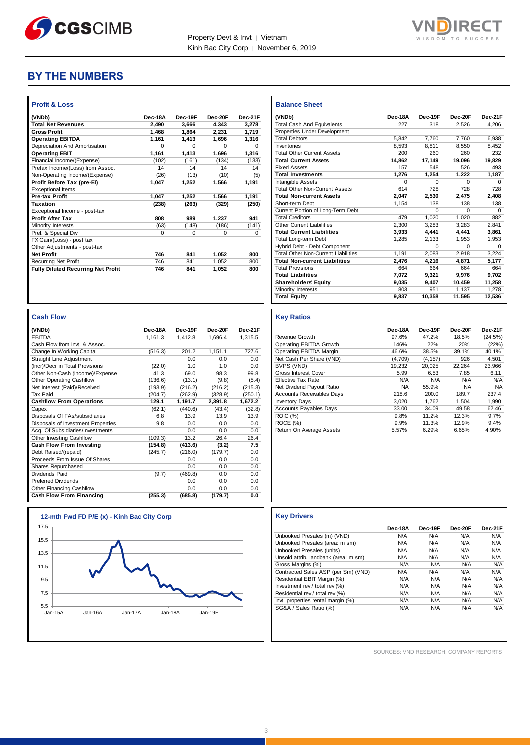## BY THE NUMBERS

### Profit & Loss

| (VNDb) | Dec-18A | Dec-19F | Dec-20F | Dec-21F |
|---|---|---|---|---|
| **Total Net Revenues** | **2,490** | **3,666** | **4,343** | **3,278** |
| **Gross Profit** | **1,468** | **1,864** | **2,231** | **1,719** |
| **Operating EBITDA** | **1,161** | **1,413** | **1,696** | **1,316** |
| Depreciation And Amortisation | 0 | 0 | 0 | 0 |
| **Operating EBIT** | **1,161** | **1,413** | **1,696** | **1,316** |
| Financial Income/(Expense) | (102) | (161) | (134) | (133) |
| Pretax Income/(Loss) from Assoc. | 14 | 14 | 14 | 14 |
| Non-Operating Income/(Expense) | (26) | (13) | (10) | (5) |
| **Profit Before Tax (pre-EI)** | **1,047** | **1,252** | **1,566** | **1,191** |
| Exceptional Items | | | | |
| **Pre-tax Profit** | **1,047** | **1,252** | **1,566** | **1,191** |
| **Taxation** | **(238)** | **(263)** | **(329)** | **(250)** |
| Exceptional Income - post-tax | | | | |
| **Profit After Tax** | **808** | **989** | **1,237** | **941** |
| Minority Interests | (63) | (148) | (186) | (141) |
| Pref. & Special Div | 0 | 0 | 0 | 0 |
| FX Gain/(Loss) - post tax | | | | |
| Other Adjustments - post-tax | | | | |
| **Net Profit** | **746** | **841** | **1,052** | **800** |
| Recurring Net Profit | 746 | 841 | 1,052 | 800 |
| **Fully Diluted Recurring Net Profit** | **746** | **841** | **1,052** | **800** |

### Balance Sheet

| (VNDb) | Dec-18A | Dec-19F | Dec-20F | Dec-21F |
|---|---|---|---|---|
| Total Cash And Equivalents | 227 | 318 | 2,526 | 4,206 |
| Properties Under Development | | | | |
| Total Debtors | 5,842 | 7,760 | 7,760 | 6,938 |
| Inventories | 8,593 | 8,811 | 8,550 | 8,452 |
| Total Other Current Assets | 200 | 260 | 260 | 232 |
| **Total Current Assets** | **14,862** | **17,149** | **19,096** | **19,829** |
| Fixed Assets | 157 | 548 | 526 | 493 |
| **Total Investments** | **1,276** | **1,254** | **1,222** | **1,187** |
| Intangible Assets | 0 | 0 | 0 | 0 |
| Total Other Non-Current Assets | 614 | 728 | 728 | 728 |
| **Total Non-current Assets** | **2,047** | **2,530** | **2,475** | **2,408** |
| Short-term Debt | 1,154 | 138 | 138 | 138 |
| Current Portion of Long-Term Debt | | 0 | 0 | 0 |
| Total Creditors | 479 | 1,020 | 1,020 | 882 |
| Other Current Liabilities | 2,300 | 3,283 | 3,283 | 2,841 |
| **Total Current Liabilities** | **3,933** | **4,441** | **4,441** | **3,861** |
| Total Long-term Debt | 1,285 | 2,133 | 1,953 | 1,953 |
| Hybrid Debt - Debt Component | | 0 | 0 | 0 |
| Total Other Non-Current Liabilities | 1,191 | 2,083 | 2,918 | 3,224 |
| **Total Non-current Liabilities** | **2,476** | **4,216** | **4,871** | **5,177** |
| Total Provisions | 664 | 664 | 664 | 664 |
| **Total Liabilities** | **7,072** | **9,321** | **9,976** | **9,702** |
| **Shareholders' Equity** | **9,035** | **9,407** | **10,459** | **11,258** |
| Minority Interests | 803 | 951 | 1,137 | 1,278 |
| **Total Equity** | **9,837** | **10,358** | **11,595** | **12,536** |

### Cash Flow

| (VNDb) | Dec-18A | Dec-19F | Dec-20F | Dec-21F |
|---|---|---|---|---|
| EBITDA | 1,161.3 | 1,412.8 | 1,696.4 | 1,315.5 |
| Cash Flow from Invt. & Assoc. | | | | |
| Change In Working Capital | (516.3) | 201.2 | 1,151.1 | 727.6 |
| Straight Line Adjustment | | 0.0 | 0.0 | 0.0 |
| (Incr)/Decr in Total Provisions | (22.0) | 1.0 | 1.0 | 0.0 |
| Other Non-Cash (Income)/Expense | 41.3 | 69.0 | 98.3 | 99.8 |
| Other Operating Cashflow | (136.6) | (13.1) | (9.8) | (5.4) |
| Net Interest (Paid)/Received | (193.9) | (216.2) | (216.2) | (215.3) |
| Tax Paid | (204.7) | (262.9) | (328.9) | (250.1) |
| **Cashflow From Operations** | **129.1** | **1,191.7** | **2,391.8** | **1,672.2** |
| Capex | (62.1) | (440.6) | (43.4) | (32.8) |
| Disposals Of FAs/subsidiaries | 6.8 | 13.9 | 13.9 | 13.9 |
| Disposals of Investment Properties | 9.8 | 0.0 | 0.0 | 0.0 |
| Acq. Of Subsidiaries/investments | | 0.0 | 0.0 | 0.0 |
| Other Investing Cashflow | (109.3) | 13.2 | 26.4 | 26.4 |
| **Cash Flow From Investing** | **(154.8)** | **(413.6)** | **(3.2)** | **7.5** |
| Debt Raised/(repaid) | (245.7) | (216.0) | (179.7) | 0.0 |
| Proceeds From Issue Of Shares | | 0.0 | 0.0 | 0.0 |
| Shares Repurchased | | 0.0 | 0.0 | 0.0 |
| Dividends Paid | (9.7) | (469.8) | 0.0 | 0.0 |
| Preferred Dividends | | 0.0 | 0.0 | 0.0 |
| Other Financing Cashflow | | 0.0 | 0.0 | 0.0 |
| **Cash Flow From Financing** | **(255.3)** | **(685.8)** | **(179.7)** | **0.0** |

### Key Ratios

| | Dec-18A | Dec-19F | Dec-20F | Dec-21F |
|---|---|---|---|---|
| Revenue Growth | 97.6% | 47.2% | 18.5% | (24.5%) |
| Operating EBITDA Growth | 146% | 22% | 20% | (22%) |
| Operating EBITDA Margin | 46.6% | 38.5% | 39.1% | 40.1% |
| Net Cash Per Share (VND) | (4,709) | (4,157) | 926 | 4,501 |
| BVPS (VND) | 19,232 | 20,025 | 22,264 | 23,966 |
| Gross Interest Cover | 5.99 | 6.53 | 7.85 | 6.11 |
| Effective Tax Rate | N/A | N/A | N/A | N/A |
| Net Dividend Payout Ratio | NA | 55.9% | NA | NA |
| Accounts Receivables Days | 218.6 | 200.0 | 189.7 | 237.4 |
| Inventory Days | 3,020 | 1,762 | 1,504 | 1,990 |
| Accounts Payables Days | 33.00 | 34.09 | 49.58 | 62.46 |
| ROIC (%) | 9.8% | 11.2% | 12.3% | 9.7% |
| ROCE (%) | 9.9% | 11.3% | 12.9% | 9.4% |
| Return On Average Assets | 5.57% | 6.29% | 6.65% | 4.90% |

### 12-mth Fwd FD P/E (x) - Kinh Bac City Corp

### Key Drivers

| | Dec-18A | Dec-19F | Dec-20F | Dec-21F |
|---|---|---|---|---|
| Unbooked Presales (m) (VND) | N/A | N/A | N/A | N/A |
| Unbooked Presales (area: m sm) | N/A | N/A | N/A | N/A |
| Unbooked Presales (units) | N/A | N/A | N/A | N/A |
| Unsold attrib. landbank (area: m sm) | N/A | N/A | N/A | N/A |
| Gross Margins (%) | N/A | N/A | N/A | N/A |
| Contracted Sales ASP (per Sm) (VND) | N/A | N/A | N/A | N/A |
| Residential EBIT Margin (%) | N/A | N/A | N/A | N/A |
| Investment rev / total rev (%) | N/A | N/A | N/A | N/A |
| Residential rev / total rev (%) | N/A | N/A | N/A | N/A |
| Invt. properties rental margin (%) | N/A | N/A | N/A | N/A |
| SG&A / Sales Ratio (%) | N/A | N/A | N/A | N/A |

SOURCES: VND RESEARCH, COMPANY REPORTS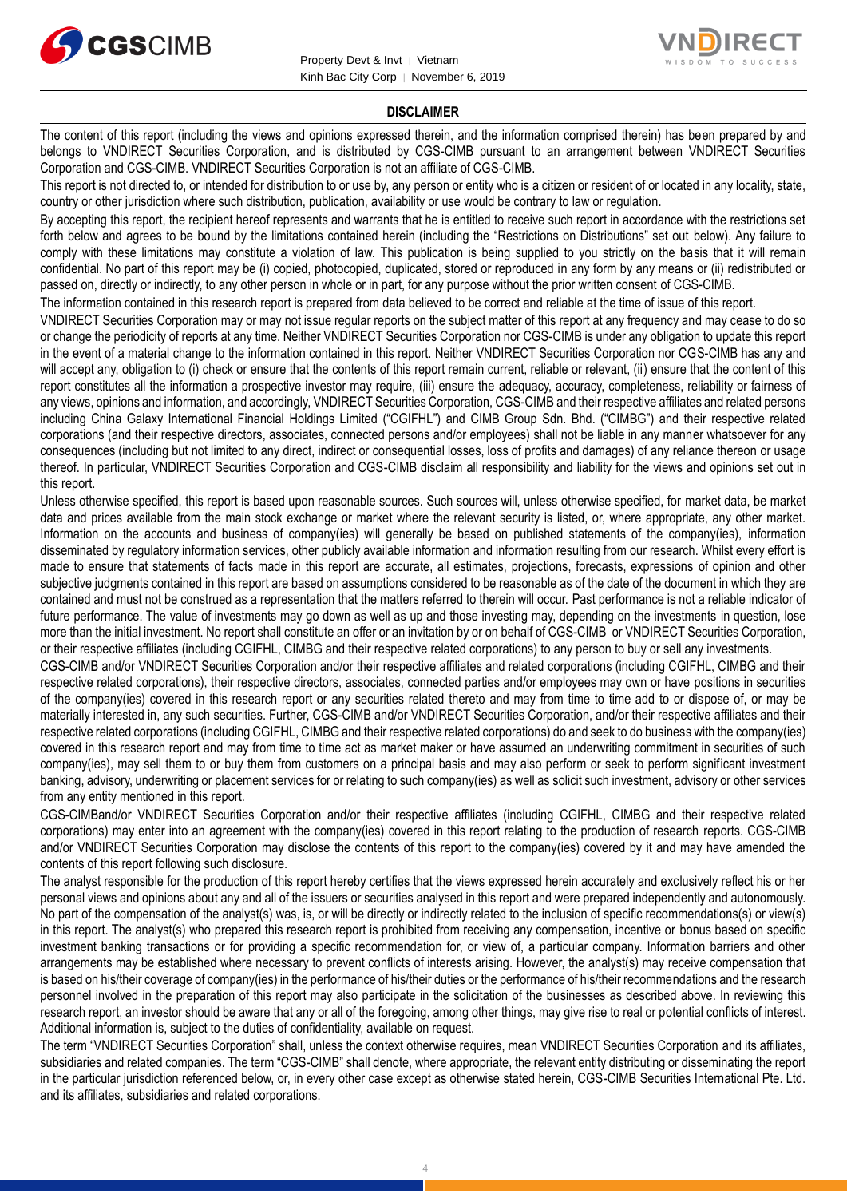## DISCLAIMER

The content of this report (including the views and opinions expressed therein, and the information comprised therein) has been prepared by and belongs to VNDIRECT Securities Corporation, and is distributed by CGS-CIMB pursuant to an arrangement between VNDIRECT Securities Corporation and CGS-CIMB. VNDIRECT Securities Corporation is not an affiliate of CGS-CIMB.

This report is not directed to, or intended for distribution to or use by, any person or entity who is a citizen or resident of or located in any locality, state, country or other jurisdiction where such distribution, publication, availability or use would be contrary to law or regulation.

By accepting this report, the recipient hereof represents and warrants that he is entitled to receive such report in accordance with the restrictions set forth below and agrees to be bound by the limitations contained herein (including the "Restrictions on Distributions" set out below). Any failure to comply with these limitations may constitute a violation of law. This publication is being supplied to you strictly on the basis that it will remain confidential. No part of this report may be (i) copied, photocopied, duplicated, stored or reproduced in any form by any means or (ii) redistributed or passed on, directly or indirectly, to any other person in whole or in part, for any purpose without the prior written consent of CGS-CIMB.

The information contained in this research report is prepared from data believed to be correct and reliable at the time of issue of this report.

VNDIRECT Securities Corporation may or may not issue regular reports on the subject matter of this report at any frequency and may cease to do so or change the periodicity of reports at any time. Neither VNDIRECT Securities Corporation nor CGS-CIMB is under any obligation to update this report in the event of a material change to the information contained in this report. Neither VNDIRECT Securities Corporation nor CGS-CIMB has any and will accept any, obligation to (i) check or ensure that the contents of this report remain current, reliable or relevant, (ii) ensure that the content of this report constitutes all the information a prospective investor may require, (iii) ensure the adequacy, accuracy, completeness, reliability or fairness of any views, opinions and information, and accordingly, VNDIRECT Securities Corporation, CGS-CIMB and their respective affiliates and related persons including China Galaxy International Financial Holdings Limited ("CGIFHL") and CIMB Group Sdn. Bhd. ("CIMBG") and their respective related corporations (and their respective directors, associates, connected persons and/or employees) shall not be liable in any manner whatsoever for any consequences (including but not limited to any direct, indirect or consequential losses, loss of profits and damages) of any reliance thereon or usage thereof. In particular, VNDIRECT Securities Corporation and CGS-CIMB disclaim all responsibility and liability for the views and opinions set out in this report.

Unless otherwise specified, this report is based upon reasonable sources. Such sources will, unless otherwise specified, for market data, be market data and prices available from the main stock exchange or market where the relevant security is listed, or, where appropriate, any other market. Information on the accounts and business of company(ies) will generally be based on published statements of the company(ies), information disseminated by regulatory information services, other publicly available information and information resulting from our research. Whilst every effort is made to ensure that statements of facts made in this report are accurate, all estimates, projections, forecasts, expressions of opinion and other subjective judgments contained in this report are based on assumptions considered to be reasonable as of the date of the document in which they are contained and must not be construed as a representation that the matters referred to therein will occur. Past performance is not a reliable indicator of future performance. The value of investments may go down as well as up and those investing may, depending on the investments in question, lose more than the initial investment. No report shall constitute an offer or an invitation by or on behalf of CGS-CIMB or VNDIRECT Securities Corporation, or their respective affiliates (including CGIFHL, CIMBG and their respective related corporations) to any person to buy or sell any investments.

CGS-CIMB and/or VNDIRECT Securities Corporation and/or their respective affiliates and related corporations (including CGIFHL, CIMBG and their respective related corporations), their respective directors, associates, connected parties and/or employees may own or have positions in securities of the company(ies) covered in this research report or any securities related thereto and may from time to time add to or dispose of, or may be materially interested in, any such securities. Further, CGS-CIMB and/or VNDIRECT Securities Corporation, and/or their respective affiliates and their respective related corporations (including CGIFHL, CIMBG and their respective related corporations) do and seek to do business with the company(ies) covered in this research report and may from time to time act as market maker or have assumed an underwriting commitment in securities of such company(ies), may sell them to or buy them from customers on a principal basis and may also perform or seek to perform significant investment banking, advisory, underwriting or placement services for or relating to such company(ies) as well as solicit such investment, advisory or other services from any entity mentioned in this report.

CGS-CIMBand/or VNDIRECT Securities Corporation and/or their respective affiliates (including CGIFHL, CIMBG and their respective related corporations) may enter into an agreement with the company(ies) covered in this report relating to the production of research reports. CGS-CIMB and/or VNDIRECT Securities Corporation may disclose the contents of this report to the company(ies) covered by it and may have amended the contents of this report following such disclosure.

The analyst responsible for the production of this report hereby certifies that the views expressed herein accurately and exclusively reflect his or her personal views and opinions about any and all of the issuers or securities analysed in this report and were prepared independently and autonomously. No part of the compensation of the analyst(s) was, is, or will be directly or indirectly related to the inclusion of specific recommendations(s) or view(s) in this report. The analyst(s) who prepared this research report is prohibited from receiving any compensation, incentive or bonus based on specific investment banking transactions or for providing a specific recommendation for, or view of, a particular company. Information barriers and other arrangements may be established where necessary to prevent conflicts of interests arising. However, the analyst(s) may receive compensation that is based on his/their coverage of company(ies) in the performance of his/their duties or the performance of his/their recommendations and the research personnel involved in the preparation of this report may also participate in the solicitation of the businesses as described above. In reviewing this research report, an investor should be aware that any or all of the foregoing, among other things, may give rise to real or potential conflicts of interest. Additional information is, subject to the duties of confidentiality, available on request.

The term "VNDIRECT Securities Corporation" shall, unless the context otherwise requires, mean VNDIRECT Securities Corporation and its affiliates, subsidiaries and related companies. The term "CGS-CIMB" shall denote, where appropriate, the relevant entity distributing or disseminating the report in the particular jurisdiction referenced below, or, in every other case except as otherwise stated herein, CGS-CIMB Securities International Pte. Ltd. and its affiliates, subsidiaries and related corporations.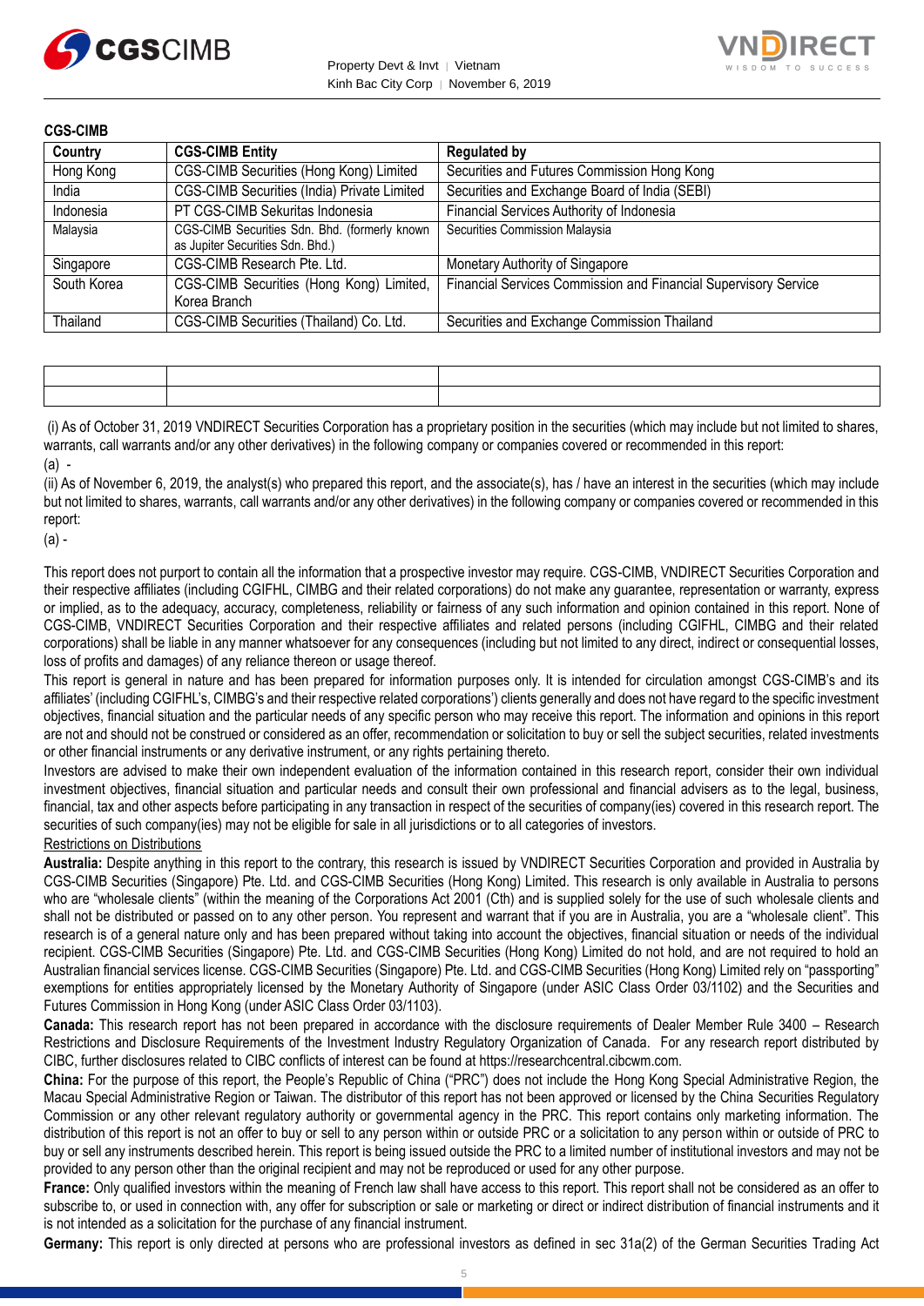**CGS-CIMB**

| Country | CGS-CIMB Entity | Regulated by |
|---|---|---|
| Hong Kong | CGS-CIMB Securities (Hong Kong) Limited | Securities and Futures Commission Hong Kong |
| India | CGS-CIMB Securities (India) Private Limited | Securities and Exchange Board of India (SEBI) |
| Indonesia | PT CGS-CIMB Sekuritas Indonesia | Financial Services Authority of Indonesia |
| Malaysia | CGS-CIMB Securities Sdn. Bhd. (formerly known as Jupiter Securities Sdn. Bhd.) | Securities Commission Malaysia |
| Singapore | CGS-CIMB Research Pte. Ltd. | Monetary Authority of Singapore |
| South Korea | CGS-CIMB Securities (Hong Kong) Limited, Korea Branch | Financial Services Commission and Financial Supervisory Service |
| Thailand | CGS-CIMB Securities (Thailand) Co. Ltd. | Securities and Exchange Commission Thailand |

| | | |
|---|---|---|
| | | |

(i) As of October 31, 2019 VNDIRECT Securities Corporation has a proprietary position in the securities (which may include but not limited to shares, warrants, call warrants and/or any other derivatives) in the following company or companies covered or recommended in this report:

(a) -

(ii) As of November 6, 2019, the analyst(s) who prepared this report, and the associate(s), has / have an interest in the securities (which may include but not limited to shares, warrants, call warrants and/or any other derivatives) in the following company or companies covered or recommended in this report:

(a) -

This report does not purport to contain all the information that a prospective investor may require. CGS-CIMB, VNDIRECT Securities Corporation and their respective affiliates (including CGIFHL, CIMBG and their related corporations) do not make any guarantee, representation or warranty, express or implied, as to the adequacy, accuracy, completeness, reliability or fairness of any such information and opinion contained in this report. None of CGS-CIMB, VNDIRECT Securities Corporation and their respective affiliates and related persons (including CGIFHL, CIMBG and their related corporations) shall be liable in any manner whatsoever for any consequences (including but not limited to any direct, indirect or consequential losses, loss of profits and damages) of any reliance thereon or usage thereof.

This report is general in nature and has been prepared for information purposes only. It is intended for circulation amongst CGS-CIMB's and its affiliates' (including CGIFHL's, CIMBG's and their respective related corporations') clients generally and does not have regard to the specific investment objectives, financial situation and the particular needs of any specific person who may receive this report. The information and opinions in this report are not and should not be construed or considered as an offer, recommendation or solicitation to buy or sell the subject securities, related investments or other financial instruments or any derivative instrument, or any rights pertaining thereto.

Investors are advised to make their own independent evaluation of the information contained in this research report, consider their own individual investment objectives, financial situation and particular needs and consult their own professional and financial advisers as to the legal, business, financial, tax and other aspects before participating in any transaction in respect of the securities of company(ies) covered in this research report. The securities of such company(ies) may not be eligible for sale in all jurisdictions or to all categories of investors.

Restrictions on Distributions

**Australia:** Despite anything in this report to the contrary, this research is issued by VNDIRECT Securities Corporation and provided in Australia by CGS-CIMB Securities (Singapore) Pte. Ltd. and CGS-CIMB Securities (Hong Kong) Limited. This research is only available in Australia to persons who are "wholesale clients" (within the meaning of the Corporations Act 2001 (Cth) and is supplied solely for the use of such wholesale clients and shall not be distributed or passed on to any other person. You represent and warrant that if you are in Australia, you are a "wholesale client". This research is of a general nature only and has been prepared without taking into account the objectives, financial situation or needs of the individual recipient. CGS-CIMB Securities (Singapore) Pte. Ltd. and CGS-CIMB Securities (Hong Kong) Limited do not hold, and are not required to hold an Australian financial services license. CGS-CIMB Securities (Singapore) Pte. Ltd. and CGS-CIMB Securities (Hong Kong) Limited rely on "passporting" exemptions for entities appropriately licensed by the Monetary Authority of Singapore (under ASIC Class Order 03/1102) and the Securities and Futures Commission in Hong Kong (under ASIC Class Order 03/1103).

**Canada:** This research report has not been prepared in accordance with the disclosure requirements of Dealer Member Rule 3400 – Research Restrictions and Disclosure Requirements of the Investment Industry Regulatory Organization of Canada. For any research report distributed by CIBC, further disclosures related to CIBC conflicts of interest can be found at https://researchcentral.cibcwm.com.

**China:** For the purpose of this report, the People's Republic of China ("PRC") does not include the Hong Kong Special Administrative Region, the Macau Special Administrative Region or Taiwan. The distributor of this report has not been approved or licensed by the China Securities Regulatory Commission or any other relevant regulatory authority or governmental agency in the PRC. This report contains only marketing information. The distribution of this report is not an offer to buy or sell to any person within or outside PRC or a solicitation to any person within or outside of PRC to buy or sell any instruments described herein. This report is being issued outside the PRC to a limited number of institutional investors and may not be provided to any person other than the original recipient and may not be reproduced or used for any other purpose.

**France:** Only qualified investors within the meaning of French law shall have access to this report. This report shall not be considered as an offer to subscribe to, or used in connection with, any offer for subscription or sale or marketing or direct or indirect distribution of financial instruments and it is not intended as a solicitation for the purchase of any financial instrument.

**Germany:** This report is only directed at persons who are professional investors as defined in sec 31a(2) of the German Securities Trading Act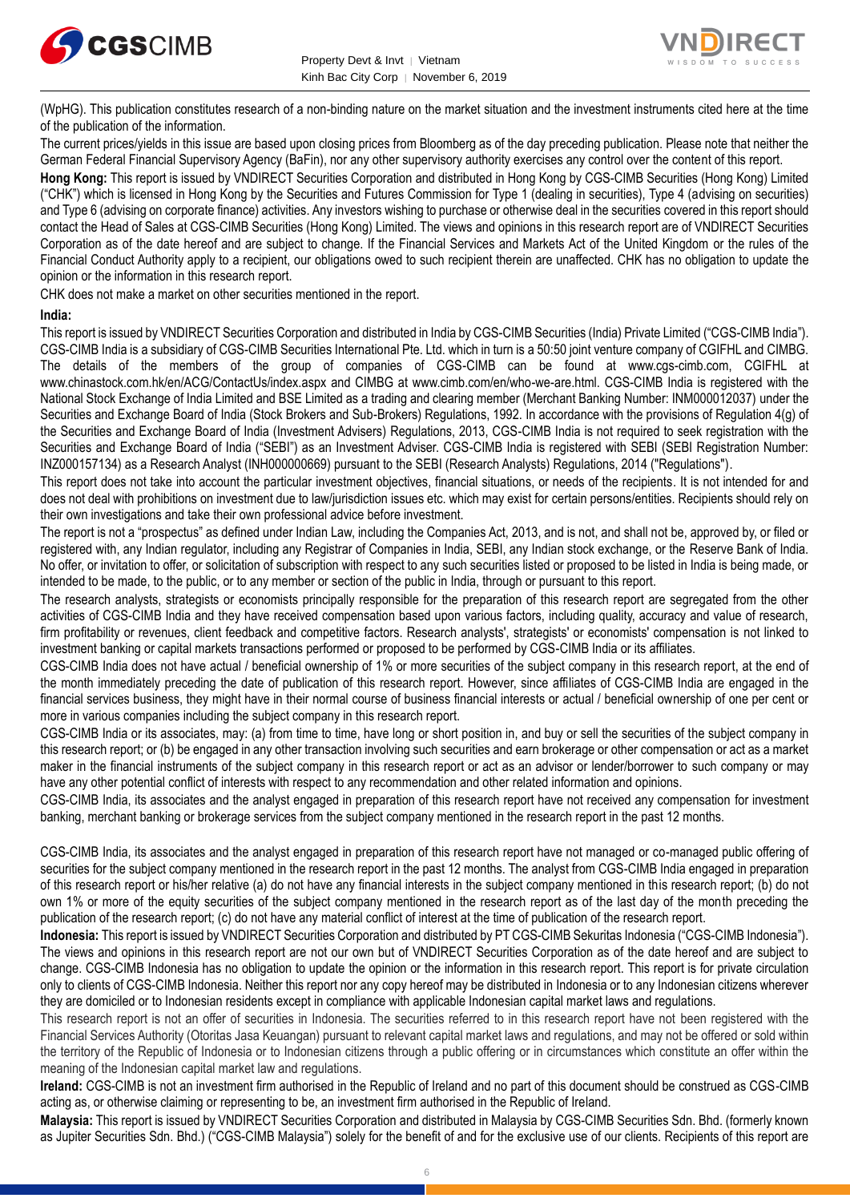(WpHG). This publication constitutes research of a non-binding nature on the market situation and the investment instruments cited here at the time of the publication of the information.

The current prices/yields in this issue are based upon closing prices from Bloomberg as of the day preceding publication. Please note that neither the German Federal Financial Supervisory Agency (BaFin), nor any other supervisory authority exercises any control over the content of this report.

**Hong Kong:** This report is issued by VNDIRECT Securities Corporation and distributed in Hong Kong by CGS-CIMB Securities (Hong Kong) Limited ("CHK") which is licensed in Hong Kong by the Securities and Futures Commission for Type 1 (dealing in securities), Type 4 (advising on securities) and Type 6 (advising on corporate finance) activities. Any investors wishing to purchase or otherwise deal in the securities covered in this report should contact the Head of Sales at CGS-CIMB Securities (Hong Kong) Limited. The views and opinions in this research report are of VNDIRECT Securities Corporation as of the date hereof and are subject to change. If the Financial Services and Markets Act of the United Kingdom or the rules of the Financial Conduct Authority apply to a recipient, our obligations owed to such recipient therein are unaffected. CHK has no obligation to update the opinion or the information in this research report.

CHK does not make a market on other securities mentioned in the report.

**India:**

This report is issued by VNDIRECT Securities Corporation and distributed in India by CGS-CIMB Securities (India) Private Limited ("CGS-CIMB India"). CGS-CIMB India is a subsidiary of CGS-CIMB Securities International Pte. Ltd. which in turn is a 50:50 joint venture company of CGIFHL and CIMBG. The details of the members of the group of companies of CGS-CIMB can be found at www.cgs-cimb.com, CGIFHL at www.chinastock.com.hk/en/ACG/ContactUs/index.aspx and CIMBG at www.cimb.com/en/who-we-are.html. CGS-CIMB India is registered with the National Stock Exchange of India Limited and BSE Limited as a trading and clearing member (Merchant Banking Number: INM000012037) under the Securities and Exchange Board of India (Stock Brokers and Sub-Brokers) Regulations, 1992. In accordance with the provisions of Regulation 4(g) of the Securities and Exchange Board of India (Investment Advisers) Regulations, 2013, CGS-CIMB India is not required to seek registration with the Securities and Exchange Board of India ("SEBI") as an Investment Adviser. CGS-CIMB India is registered with SEBI (SEBI Registration Number: INZ000157134) as a Research Analyst (INH000000669) pursuant to the SEBI (Research Analysts) Regulations, 2014 ("Regulations").

This report does not take into account the particular investment objectives, financial situations, or needs of the recipients. It is not intended for and does not deal with prohibitions on investment due to law/jurisdiction issues etc. which may exist for certain persons/entities. Recipients should rely on their own investigations and take their own professional advice before investment.

The report is not a "prospectus" as defined under Indian Law, including the Companies Act, 2013, and is not, and shall not be, approved by, or filed or registered with, any Indian regulator, including any Registrar of Companies in India, SEBI, any Indian stock exchange, or the Reserve Bank of India. No offer, or invitation to offer, or solicitation of subscription with respect to any such securities listed or proposed to be listed in India is being made, or intended to be made, to the public, or to any member or section of the public in India, through or pursuant to this report.

The research analysts, strategists or economists principally responsible for the preparation of this research report are segregated from the other activities of CGS-CIMB India and they have received compensation based upon various factors, including quality, accuracy and value of research, firm profitability or revenues, client feedback and competitive factors. Research analysts', strategists' or economists' compensation is not linked to investment banking or capital markets transactions performed or proposed to be performed by CGS-CIMB India or its affiliates.

CGS-CIMB India does not have actual / beneficial ownership of 1% or more securities of the subject company in this research report, at the end of the month immediately preceding the date of publication of this research report. However, since affiliates of CGS-CIMB India are engaged in the financial services business, they might have in their normal course of business financial interests or actual / beneficial ownership of one per cent or more in various companies including the subject company in this research report.

CGS-CIMB India or its associates, may: (a) from time to time, have long or short position in, and buy or sell the securities of the subject company in this research report; or (b) be engaged in any other transaction involving such securities and earn brokerage or other compensation or act as a market maker in the financial instruments of the subject company in this research report or act as an advisor or lender/borrower to such company or may have any other potential conflict of interests with respect to any recommendation and other related information and opinions.

CGS-CIMB India, its associates and the analyst engaged in preparation of this research report have not received any compensation for investment banking, merchant banking or brokerage services from the subject company mentioned in the research report in the past 12 months.

CGS-CIMB India, its associates and the analyst engaged in preparation of this research report have not managed or co-managed public offering of securities for the subject company mentioned in the research report in the past 12 months. The analyst from CGS-CIMB India engaged in preparation of this research report or his/her relative (a) do not have any financial interests in the subject company mentioned in this research report; (b) do not own 1% or more of the equity securities of the subject company mentioned in the research report as of the last day of the month preceding the publication of the research report; (c) do not have any material conflict of interest at the time of publication of the research report.

**Indonesia:** This report is issued by VNDIRECT Securities Corporation and distributed by PT CGS-CIMB Sekuritas Indonesia ("CGS-CIMB Indonesia"). The views and opinions in this research report are not our own but of VNDIRECT Securities Corporation as of the date hereof and are subject to change. CGS-CIMB Indonesia has no obligation to update the opinion or the information in this research report. This report is for private circulation only to clients of CGS-CIMB Indonesia. Neither this report nor any copy hereof may be distributed in Indonesia or to any Indonesian citizens wherever they are domiciled or to Indonesian residents except in compliance with applicable Indonesian capital market laws and regulations.

This research report is not an offer of securities in Indonesia. The securities referred to in this research report have not been registered with the Financial Services Authority (Otoritas Jasa Keuangan) pursuant to relevant capital market laws and regulations, and may not be offered or sold within the territory of the Republic of Indonesia or to Indonesian citizens through a public offering or in circumstances which constitute an offer within the meaning of the Indonesian capital market law and regulations.

**Ireland:** CGS-CIMB is not an investment firm authorised in the Republic of Ireland and no part of this document should be construed as CGS-CIMB acting as, or otherwise claiming or representing to be, an investment firm authorised in the Republic of Ireland.

**Malaysia:** This report is issued by VNDIRECT Securities Corporation and distributed in Malaysia by CGS-CIMB Securities Sdn. Bhd. (formerly known as Jupiter Securities Sdn. Bhd.) ("CGS-CIMB Malaysia") solely for the benefit of and for the exclusive use of our clients. Recipients of this report are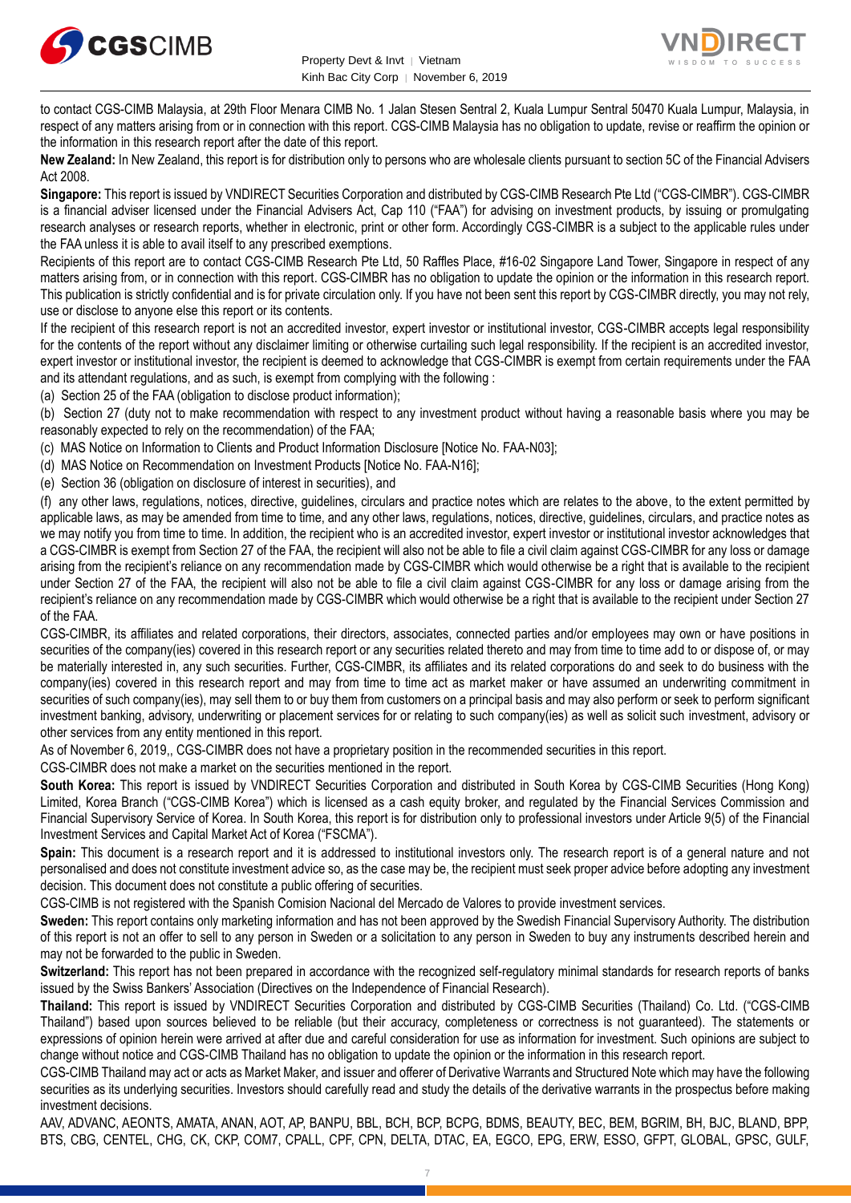to contact CGS-CIMB Malaysia, at 29th Floor Menara CIMB No. 1 Jalan Stesen Sentral 2, Kuala Lumpur Sentral 50470 Kuala Lumpur, Malaysia, in respect of any matters arising from or in connection with this report. CGS-CIMB Malaysia has no obligation to update, revise or reaffirm the opinion or the information in this research report after the date of this report.

**New Zealand:** In New Zealand, this report is for distribution only to persons who are wholesale clients pursuant to section 5C of the Financial Advisers Act 2008.

**Singapore:** This report is issued by VNDIRECT Securities Corporation and distributed by CGS-CIMB Research Pte Ltd ("CGS-CIMBR"). CGS-CIMBR is a financial adviser licensed under the Financial Advisers Act, Cap 110 ("FAA") for advising on investment products, by issuing or promulgating research analyses or research reports, whether in electronic, print or other form. Accordingly CGS-CIMBR is a subject to the applicable rules under the FAA unless it is able to avail itself to any prescribed exemptions.

Recipients of this report are to contact CGS-CIMB Research Pte Ltd, 50 Raffles Place, #16-02 Singapore Land Tower, Singapore in respect of any matters arising from, or in connection with this report. CGS-CIMBR has no obligation to update the opinion or the information in this research report. This publication is strictly confidential and is for private circulation only. If you have not been sent this report by CGS-CIMBR directly, you may not rely, use or disclose to anyone else this report or its contents.

If the recipient of this research report is not an accredited investor, expert investor or institutional investor, CGS-CIMBR accepts legal responsibility for the contents of the report without any disclaimer limiting or otherwise curtailing such legal responsibility. If the recipient is an accredited investor, expert investor or institutional investor, the recipient is deemed to acknowledge that CGS-CIMBR is exempt from certain requirements under the FAA and its attendant regulations, and as such, is exempt from complying with the following :

(a) Section 25 of the FAA (obligation to disclose product information);

(b) Section 27 (duty not to make recommendation with respect to any investment product without having a reasonable basis where you may be reasonably expected to rely on the recommendation) of the FAA;

(c) MAS Notice on Information to Clients and Product Information Disclosure [Notice No. FAA-N03];

(d) MAS Notice on Recommendation on Investment Products [Notice No. FAA-N16];

(e) Section 36 (obligation on disclosure of interest in securities), and

(f) any other laws, regulations, notices, directive, guidelines, circulars and practice notes which are relates to the above, to the extent permitted by applicable laws, as may be amended from time to time, and any other laws, regulations, notices, directive, guidelines, circulars, and practice notes as we may notify you from time to time. In addition, the recipient who is an accredited investor, expert investor or institutional investor acknowledges that a CGS-CIMBR is exempt from Section 27 of the FAA, the recipient will also not be able to file a civil claim against CGS-CIMBR for any loss or damage arising from the recipient's reliance on any recommendation made by CGS-CIMBR which would otherwise be a right that is available to the recipient under Section 27 of the FAA, the recipient will also not be able to file a civil claim against CGS-CIMBR for any loss or damage arising from the recipient's reliance on any recommendation made by CGS-CIMBR which would otherwise be a right that is available to the recipient under Section 27 of the FAA.

CGS-CIMBR, its affiliates and related corporations, their directors, associates, connected parties and/or employees may own or have positions in securities of the company(ies) covered in this research report or any securities related thereto and may from time to time add to or dispose of, or may be materially interested in, any such securities. Further, CGS-CIMBR, its affiliates and its related corporations do and seek to do business with the company(ies) covered in this research report and may from time to time act as market maker or have assumed an underwriting commitment in securities of such company(ies), may sell them to or buy them from customers on a principal basis and may also perform or seek to perform significant investment banking, advisory, underwriting or placement services for or relating to such company(ies) as well as solicit such investment, advisory or other services from any entity mentioned in this report.

As of November 6, 2019,, CGS-CIMBR does not have a proprietary position in the recommended securities in this report.

CGS-CIMBR does not make a market on the securities mentioned in the report.

**South Korea:** This report is issued by VNDIRECT Securities Corporation and distributed in South Korea by CGS-CIMB Securities (Hong Kong) Limited, Korea Branch ("CGS-CIMB Korea") which is licensed as a cash equity broker, and regulated by the Financial Services Commission and Financial Supervisory Service of Korea. In South Korea, this report is for distribution only to professional investors under Article 9(5) of the Financial Investment Services and Capital Market Act of Korea ("FSCMA").

**Spain:** This document is a research report and it is addressed to institutional investors only. The research report is of a general nature and not personalised and does not constitute investment advice so, as the case may be, the recipient must seek proper advice before adopting any investment decision. This document does not constitute a public offering of securities.

CGS-CIMB is not registered with the Spanish Comision Nacional del Mercado de Valores to provide investment services.

**Sweden:** This report contains only marketing information and has not been approved by the Swedish Financial Supervisory Authority. The distribution of this report is not an offer to sell to any person in Sweden or a solicitation to any person in Sweden to buy any instruments described herein and may not be forwarded to the public in Sweden.

**Switzerland:** This report has not been prepared in accordance with the recognized self-regulatory minimal standards for research reports of banks issued by the Swiss Bankers' Association (Directives on the Independence of Financial Research).

**Thailand:** This report is issued by VNDIRECT Securities Corporation and distributed by CGS-CIMB Securities (Thailand) Co. Ltd. ("CGS-CIMB Thailand") based upon sources believed to be reliable (but their accuracy, completeness or correctness is not guaranteed). The statements or expressions of opinion herein were arrived at after due and careful consideration for use as information for investment. Such opinions are subject to change without notice and CGS-CIMB Thailand has no obligation to update the opinion or the information in this research report.

CGS-CIMB Thailand may act or acts as Market Maker, and issuer and offerer of Derivative Warrants and Structured Note which may have the following securities as its underlying securities. Investors should carefully read and study the details of the derivative warrants in the prospectus before making investment decisions.

AAV, ADVANC, AEONTS, AMATA, ANAN, AOT, AP, BANPU, BBL, BCH, BCP, BCPG, BDMS, BEAUTY, BEC, BEM, BGRIM, BH, BJC, BLAND, BPP, BTS, CBG, CENTEL, CHG, CK, CKP, COM7, CPALL, CPF, CPN, DELTA, DTAC, EA, EGCO, EPG, ERW, ESSO, GFPT, GLOBAL, GPSC, GULF,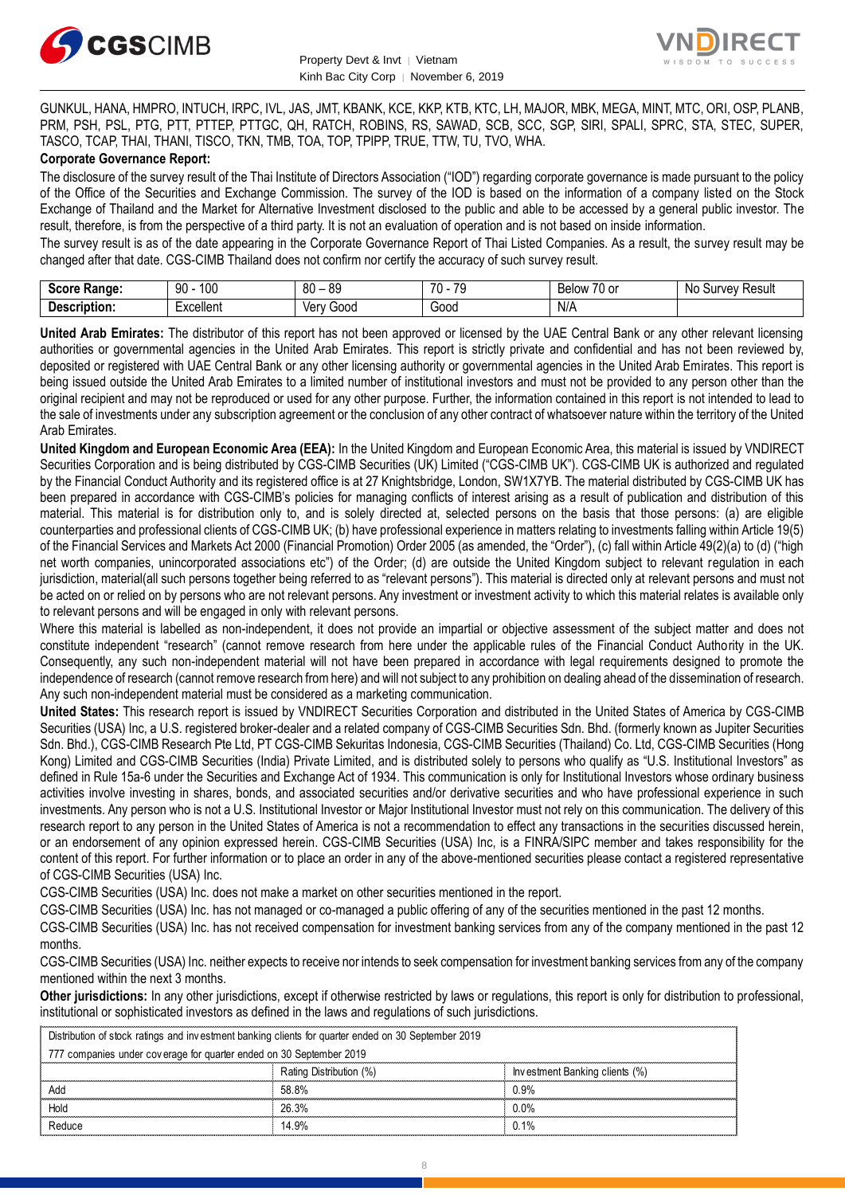GUNKUL, HANA, HMPRO, INTUCH, IRPC, IVL, JAS, JMT, KBANK, KCE, KKP, KTB, KTC, LH, MAJOR, MBK, MEGA, MINT, MTC, ORI, OSP, PLANB, PRM, PSH, PSL, PTG, PTT, PTTEP, PTTGC, QH, RATCH, ROBINS, RS, SAWAD, SCB, SCC, SGP, SIRI, SPALI, SPRC, STA, STEC, SUPER, TASCO, TCAP, THAI, THANI, TISCO, TKN, TMB, TOA, TOP, TPIPP, TRUE, TTW, TU, TVO, WHA.

**Corporate Governance Report:**

The disclosure of the survey result of the Thai Institute of Directors Association ("IOD") regarding corporate governance is made pursuant to the policy of the Office of the Securities and Exchange Commission. The survey of the IOD is based on the information of a company listed on the Stock Exchange of Thailand and the Market for Alternative Investment disclosed to the public and able to be accessed by a general public investor. The result, therefore, is from the perspective of a third party. It is not an evaluation of operation and is not based on inside information.

The survey result is as of the date appearing in the Corporate Governance Report of Thai Listed Companies. As a result, the survey result may be changed after that date. CGS-CIMB Thailand does not confirm nor certify the accuracy of such survey result.

| **Score Range:** | 90 - 100 | 80 – 89 | 70 - 79 | Below 70 or | No Survey Result |
|---|---|---|---|---|---|
| **Description:** | Excellent | Very Good | Good | N/A | |

**United Arab Emirates:** The distributor of this report has not been approved or licensed by the UAE Central Bank or any other relevant licensing authorities or governmental agencies in the United Arab Emirates. This report is strictly private and confidential and has not been reviewed by, deposited or registered with UAE Central Bank or any other licensing authority or governmental agencies in the United Arab Emirates. This report is being issued outside the United Arab Emirates to a limited number of institutional investors and must not be provided to any person other than the original recipient and may not be reproduced or used for any other purpose. Further, the information contained in this report is not intended to lead to the sale of investments under any subscription agreement or the conclusion of any other contract of whatsoever nature within the territory of the United Arab Emirates.

**United Kingdom and European Economic Area (EEA):** In the United Kingdom and European Economic Area, this material is issued by VNDIRECT Securities Corporation and is being distributed by CGS-CIMB Securities (UK) Limited ("CGS-CIMB UK"). CGS-CIMB UK is authorized and regulated by the Financial Conduct Authority and its registered office is at 27 Knightsbridge, London, SW1X7YB. The material distributed by CGS-CIMB UK has been prepared in accordance with CGS-CIMB's policies for managing conflicts of interest arising as a result of publication and distribution of this material. This material is for distribution only to, and is solely directed at, selected persons on the basis that those persons: (a) are eligible counterparties and professional clients of CGS-CIMB UK; (b) have professional experience in matters relating to investments falling within Article 19(5) of the Financial Services and Markets Act 2000 (Financial Promotion) Order 2005 (as amended, the "Order"), (c) fall within Article 49(2)(a) to (d) ("high net worth companies, unincorporated associations etc") of the Order; (d) are outside the United Kingdom subject to relevant regulation in each jurisdiction, material(all such persons together being referred to as "relevant persons"). This material is directed only at relevant persons and must not be acted on or relied on by persons who are not relevant persons. Any investment or investment activity to which this material relates is available only to relevant persons and will be engaged in only with relevant persons.

Where this material is labelled as non-independent, it does not provide an impartial or objective assessment of the subject matter and does not constitute independent "research" (cannot remove research from here under the applicable rules of the Financial Conduct Authority in the UK. Consequently, any such non-independent material will not have been prepared in accordance with legal requirements designed to promote the independence of research (cannot remove research from here) and will not subject to any prohibition on dealing ahead of the dissemination of research. Any such non-independent material must be considered as a marketing communication.

**United States:** This research report is issued by VNDIRECT Securities Corporation and distributed in the United States of America by CGS-CIMB Securities (USA) Inc, a U.S. registered broker-dealer and a related company of CGS-CIMB Securities Sdn. Bhd. (formerly known as Jupiter Securities Sdn. Bhd.), CGS-CIMB Research Pte Ltd, PT CGS-CIMB Sekuritas Indonesia, CGS-CIMB Securities (Thailand) Co. Ltd, CGS-CIMB Securities (Hong Kong) Limited and CGS-CIMB Securities (India) Private Limited, and is distributed solely to persons who qualify as "U.S. Institutional Investors" as defined in Rule 15a-6 under the Securities and Exchange Act of 1934. This communication is only for Institutional Investors whose ordinary business activities involve investing in shares, bonds, and associated securities and/or derivative securities and who have professional experience in such investments. Any person who is not a U.S. Institutional Investor or Major Institutional Investor must not rely on this communication. The delivery of this research report to any person in the United States of America is not a recommendation to effect any transactions in the securities discussed herein, or an endorsement of any opinion expressed herein. CGS-CIMB Securities (USA) Inc, is a FINRA/SIPC member and takes responsibility for the content of this report. For further information or to place an order in any of the above-mentioned securities please contact a registered representative of CGS-CIMB Securities (USA) Inc.

CGS-CIMB Securities (USA) Inc. does not make a market on other securities mentioned in the report.

CGS-CIMB Securities (USA) Inc. has not managed or co-managed a public offering of any of the securities mentioned in the past 12 months.

CGS-CIMB Securities (USA) Inc. has not received compensation for investment banking services from any of the company mentioned in the past 12 months.

CGS-CIMB Securities (USA) Inc. neither expects to receive nor intends to seek compensation for investment banking services from any of the company mentioned within the next 3 months.

**Other jurisdictions:** In any other jurisdictions, except if otherwise restricted by laws or regulations, this report is only for distribution to professional, institutional or sophisticated investors as defined in the laws and regulations of such jurisdictions.

| Distribution of stock ratings and investment banking clients for quarter ended on 30 September 2019 | | |
|---|---|---|
| 777 companies under coverage for quarter ended on 30 September 2019 | | |
| | Rating Distribution (%) | Investment Banking clients (%) |
| Add | 58.8% | 0.9% |
| Hold | 26.3% | 0.0% |
| Reduce | 14.9% | 0.1% |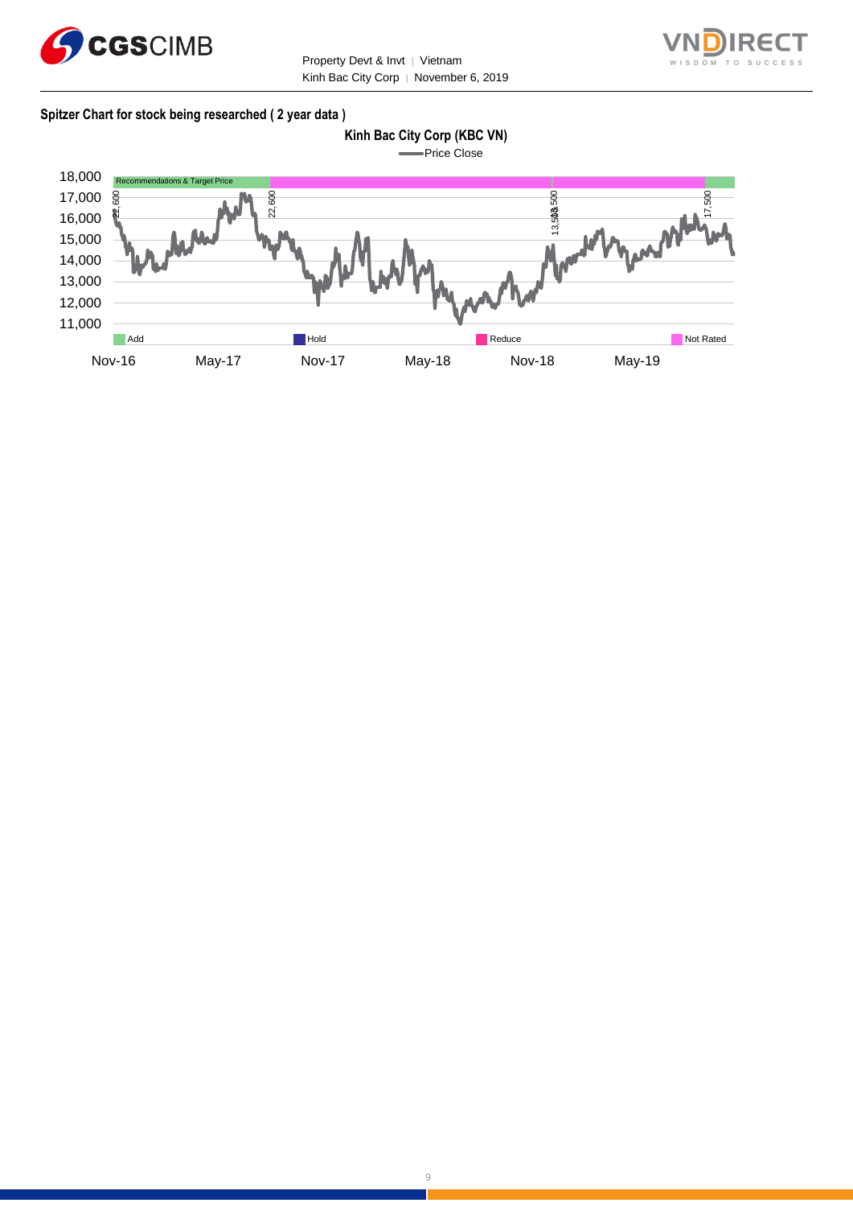**Spitzer Chart for stock being researched ( 2 year data )**

Kinh Bac City Corp (KBC VN)

Price Close

Recommendations & Target Price

18,000
17,000
16,000
15,000
14,000
13,000
12,000
11,000

22,600 | 22,600 | 13,500 | 13,500 | 17,500

Add | Hold | Reduce | Not Rated

Nov-16 | May-17 | Nov-17 | May-18 | Nov-18 | May-19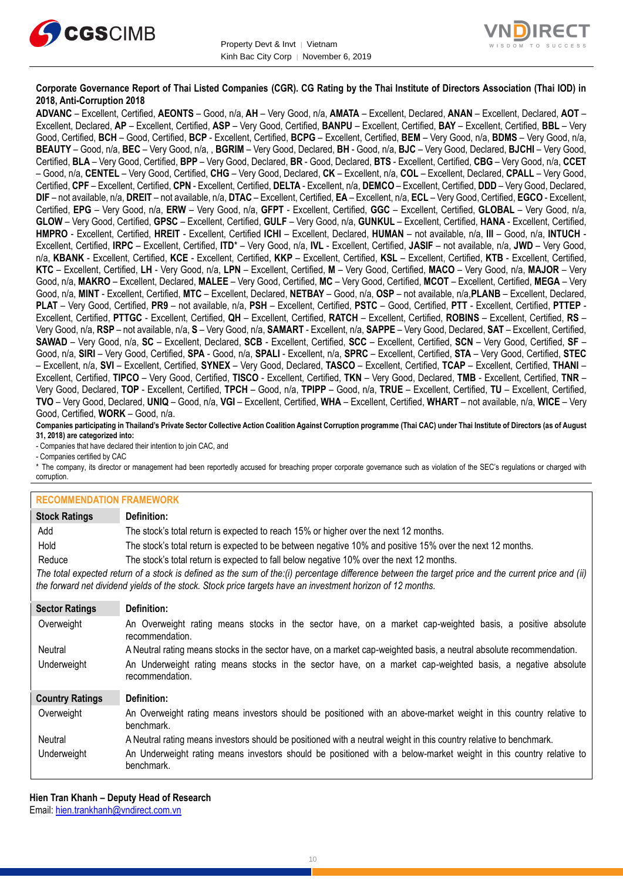**Corporate Governance Report of Thai Listed Companies (CGR). CG Rating by the Thai Institute of Directors Association (Thai IOD) in 2018, Anti-Corruption 2018**

**ADVANC** – Excellent, Certified, **AEONTS** – Good, n/a, **AH** – Very Good, n/a, **AMATA** – Excellent, Declared, **ANAN** – Excellent, Declared, **AOT** – Excellent, Declared, **AP** – Excellent, Certified, **ASP** – Very Good, Certified, **BANPU** – Excellent, Certified, **BAY** – Excellent, Certified, **BBL** – Very Good, Certified, **BCH** – Good, Certified, **BCP** - Excellent, Certified, **BCPG** – Excellent, Certified, **BEM** – Very Good, n/a, **BDMS** – Very Good, n/a, **BEAUTY** – Good, n/a, **BEC** – Very Good, n/a, , **BGRIM** – Very Good, Declared, **BH** - Good, n/a, **BJC** – Very Good, Declared, **BJCHI** – Very Good, Certified, **BLA** – Very Good, Certified, **BPP** – Very Good, Declared, **BR** - Good, Declared, **BTS** - Excellent, Certified, **CBG** – Very Good, n/a, **CCET** – Good, n/a, **CENTEL** – Very Good, Certified, **CHG** – Very Good, Declared, **CK** – Excellent, n/a, **COL** – Excellent, Declared, **CPALL** – Very Good, Certified, **CPF** – Excellent, Certified, **CPN** - Excellent, Certified, **DELTA** - Excellent, n/a, **DEMCO** – Excellent, Certified, **DDD** – Very Good, Declared, **DIF** – not available, n/a, **DREIT** – not available, n/a, **DTAC** – Excellent, Certified, **EA** – Excellent, n/a, **ECL** – Very Good, Certified, **EGCO** - Excellent, Certified, **EPG** – Very Good, n/a, **ERW** – Very Good, n/a, **GFPT** - Excellent, Certified, **GGC** – Excellent, Certified, **GLOBAL** – Very Good, n/a, **GLOW** – Very Good, Certified, **GPSC** – Excellent, Certified, **GULF** – Very Good, n/a, **GUNKUL** – Excellent, Certified, **HANA** - Excellent, Certified, **HMPRO** - Excellent, Certified, **HREIT** - Excellent, Certified **ICHI** – Excellent, Declared, **HUMAN** – not available, n/a, **III** – Good, n/a, **INTUCH** - Excellent, Certified, **IRPC** – Excellent, Certified, **ITD*** – Very Good, n/a, **IVL** - Excellent, Certified, **JASIF** – not available, n/a, **JWD** – Very Good, n/a, **KBANK** - Excellent, Certified, **KCE** - Excellent, Certified, **KKP** – Excellent, Certified, **KSL** – Excellent, Certified, **KTB** - Excellent, Certified, **KTC** – Excellent, Certified, **LH** - Very Good, n/a, **LPN** – Excellent, Certified, **M** – Very Good, Certified, **MACO** – Very Good, n/a, **MAJOR** – Very Good, n/a, **MAKRO** – Excellent, Declared, **MALEE** – Very Good, Certified, **MC** – Very Good, Certified, **MCOT** – Excellent, Certified, **MEGA** – Very Good, n/a, **MINT** - Excellent, Certified, **MTC** – Excellent, Declared, **NETBAY** – Good, n/a, **OSP** – not available, n/a,**PLANB** – Excellent, Declared, **PLAT** – Very Good, Certified, **PR9** – not available, n/a, **PSH** – Excellent, Certified, **PSTC** – Good, Certified, **PTT** - Excellent, Certified, **PTTEP** - Excellent, Certified, **PTTGC** - Excellent, Certified, **QH** – Excellent, Certified, **RATCH** – Excellent, Certified, **ROBINS** – Excellent, Certified, **RS** – Very Good, n/a, **RSP** – not available, n/a, **S** – Very Good, n/a, **SAMART** - Excellent, n/a, **SAPPE** – Very Good, Declared, **SAT** – Excellent, Certified, **SAWAD** – Very Good, n/a, **SC** – Excellent, Declared, **SCB** - Excellent, Certified, **SCC** – Excellent, Certified, **SCN** – Very Good, Certified, **SF** – Good, n/a, **SIRI** – Very Good, Certified, **SPA** - Good, n/a, **SPALI** - Excellent, n/a, **SPRC** – Excellent, Certified, **STA** – Very Good, Certified, **STEC** – Excellent, n/a, **SVI** – Excellent, Certified, **SYNEX** – Very Good, Declared, **TASCO** – Excellent, Certified, **TCAP** – Excellent, Certified, **THANI** – Excellent, Certified, **TIPCO** – Very Good, Certified, **TISCO** - Excellent, Certified, **TKN** – Very Good, Declared, **TMB** - Excellent, Certified, **TNR** – Very Good, Declared, **TOP** - Excellent, Certified, **TPCH** – Good, n/a, **TPIPP** – Good, n/a, **TRUE** – Excellent, Certified, **TU** – Excellent, Certified, **TVO** – Very Good, Declared, **UNIQ** – Good, n/a, **VGI** – Excellent, Certified, **WHA** – Excellent, Certified, **WHART** – not available, n/a, **WICE** – Very Good, Certified, **WORK** – Good, n/a.

**Companies participating in Thailand's Private Sector Collective Action Coalition Against Corruption programme (Thai CAC) under Thai Institute of Directors (as of August 31, 2018) are categorized into:**

- Companies that have declared their intention to join CAC, and
- Companies certified by CAC

* The company, its director or management had been reportedly accused for breaching proper corporate governance such as violation of the SEC's regulations or charged with corruption.

## RECOMMENDATION FRAMEWORK

| Stock Ratings | Definition: |
|---|---|
| Add | The stock's total return is expected to reach 15% or higher over the next 12 months. |
| Hold | The stock's total return is expected to be between negative 10% and positive 15% over the next 12 months. |
| Reduce | The stock's total return is expected to fall below negative 10% over the next 12 months. |

*The total expected return of a stock is defined as the sum of the:(i) percentage difference between the target price and the current price and (ii) the forward net dividend yields of the stock. Stock price targets have an investment horizon of 12 months.*

| Sector Ratings | Definition: |
|---|---|
| Overweight | An Overweight rating means stocks in the sector have, on a market cap-weighted basis, a positive absolute recommendation. |
| Neutral | A Neutral rating means stocks in the sector have, on a market cap-weighted basis, a neutral absolute recommendation. |
| Underweight | An Underweight rating means stocks in the sector have, on a market cap-weighted basis, a negative absolute recommendation. |

| Country Ratings | Definition: |
|---|---|
| Overweight | An Overweight rating means investors should be positioned with an above-market weight in this country relative to benchmark. |
| Neutral | A Neutral rating means investors should be positioned with a neutral weight in this country relative to benchmark. |
| Underweight | An Underweight rating means investors should be positioned with a below-market weight in this country relative to benchmark. |

**Hien Tran Khanh – Deputy Head of Research**
Email: hien.trankhanh@vndirect.com.vn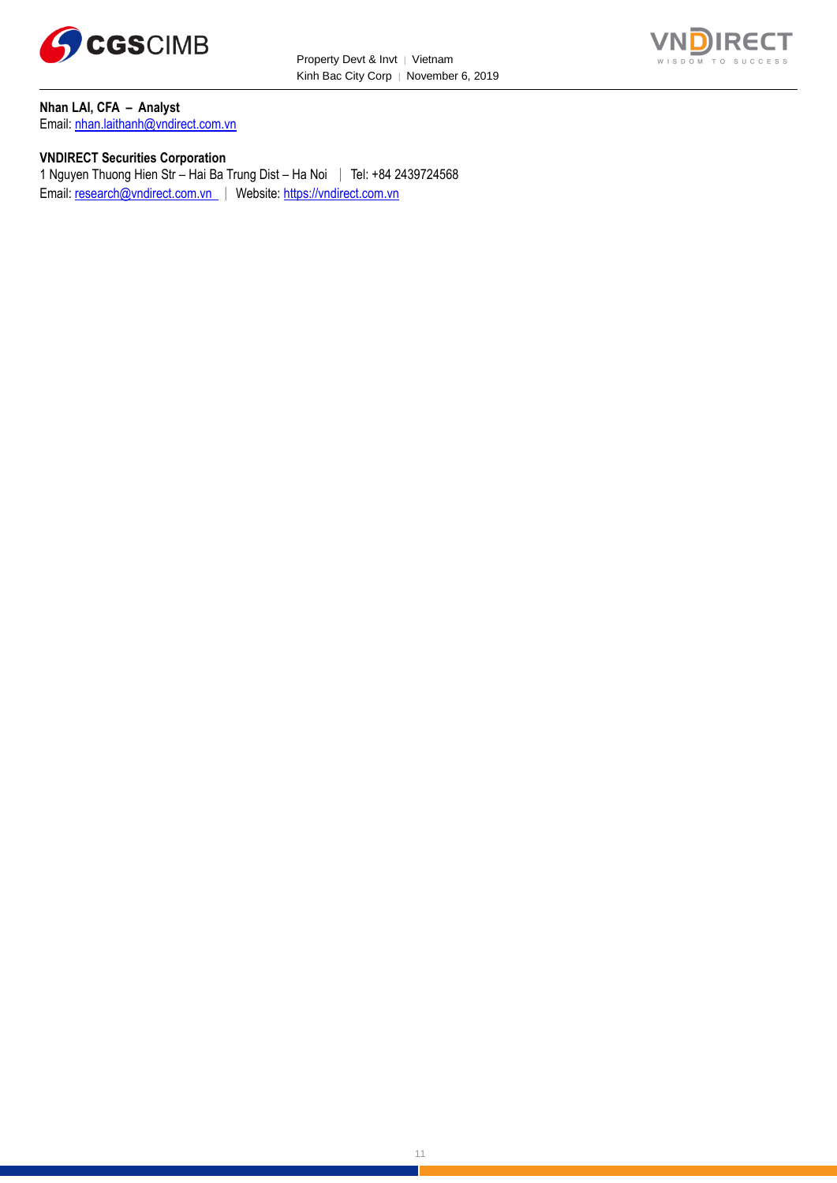**Nhan LAI, CFA – Analyst**
Email: nhan.laithanh@vndirect.com.vn

**VNDIRECT Securities Corporation**
1 Nguyen Thuong Hien Str – Hai Ba Trung Dist – Ha Noi | Tel: +84 2439724568
Email: research@vndirect.com.vn | Website: https://vndirect.com.vn